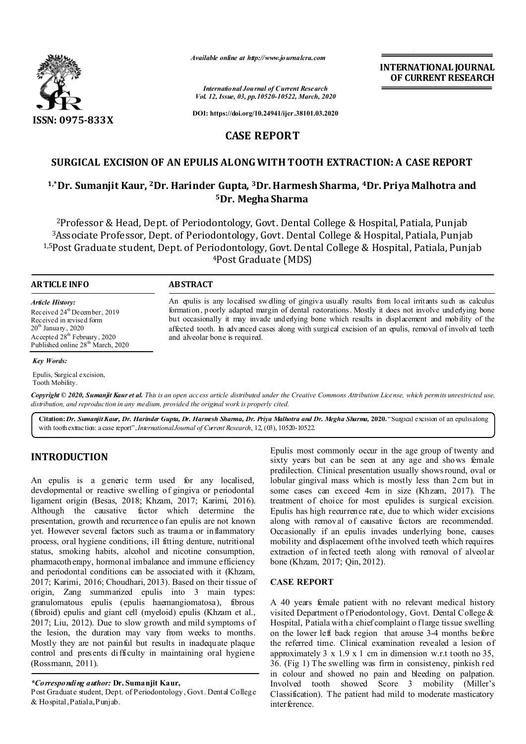**CASE REPORT**

# SURGICAL EXCISION OF AN EPULIS ALONG WITH TOOTH EXTRACTION: A CASE REPORT

**[1,*]Dr. Sumanjit Kaur, [2]Dr. Harinder Gupta, [3]Dr. Harmesh Sharma, [4]Dr. Priya Malhotra and [5]Dr. Megha Sharma**

[2]Professor & Head, Dept. of Periodontology, Govt. Dental College & Hospital, Patiala, Punjab
[3]Associate Professor, Dept. of Periodontology, Govt. Dental College & Hospital, Patiala, Punjab
[1,5]Post Graduate student, Dept. of Periodontology, Govt. Dental College & Hospital, Patiala, Punjab
[4]Post Graduate (MDS)

**ARTICLE INFO**

*Article History:*

Received 24th December, 2019
Received in revised form 20th January, 2020
Accepted 28th February, 2020
Published online 28th March, 2020

*Key Words:*

Epulis, Surgical excision, Tooth Mobility.

**ABSTRACT**

An epulis is any localised swelling of gingiva usually results from local irritants such as calculus formation, poorly adapted margin of dental restorations. Mostly it does not involve underlying bone but occasionally it may invade underlying bone which results in displacement and mobility of the affected tooth. In advanced cases along with surgical excision of an epulis, removal of involved teeth and alveolar bone is required.

*Copyright © 2020, Sumanjit Kaur et al. This is an open access article distributed under the Creative Commons Attribution License, which permits unrestricted use, distribution, and reproduction in any medium, provided the original work is properly cited.*

**Citation:** *Dr. Sumanjit Kaur, Dr. Harinder Gupta, Dr. Harmesh Sharma, Dr. Priya Malhotra and Dr. Megha Sharma,* **2020.** "Surgical excision of an epulisalong with toothextraction: a case report", *International Journal of Current Research*, 12, (03), 10520-10522.

## INTRODUCTION

An epulis is a generic term used for any localised, developmental or reactive swelling of gingiva or periodontal ligament origin (Besas, 2018; Khzam, 2017; Karimi, 2016). Although the causative factor which determine the presentation, growth and recurrence of an epulis are not known yet. However several factors such as trauma or inflammatory process, oral hygiene conditions, ill fitting denture, nutritional status, smoking habits, alcohol and nicotine consumption, pharmacotherapy, hormonal imbalance and immune efficiency and periodontal conditions can be associated with it (Khzam, 2017; Karimi, 2016; Choudhari, 2013). Based on their tissue of origin, Zang summarized epulis into 3 main types: granulomatous epulis (epulis haemangiomatosa), fibrous (fibroid) epulis and giant cell (myeloid) epulis (Khzam et al., 2017; Liu, 2012). Due to slow growth and mild symptoms of the lesion, the duration may vary from weeks to months. Mostly they are not painful but results in inadequate plaque control and presents difficulty in maintaining oral hygiene (Rossmann, 2011).

Epulis most commonly occur in the age group of twenty and sixty years but can be seen at any age and shows female predilection. Clinical presentation usually shows round, oval or lobular gingival mass which is mostly less than 2cm but in some cases can exceed 4cm in size (Khzam, 2017). The treatment of choice for most epulides is surgical excision. Epulis has high recurrence rate, due to which wider excisions along with removal of causative factors are recommended. Occasionally if an epulis invades underlying bone, causes mobility and displacement of the involved teeth which requires extraction of infected teeth along with removal of alveolar bone (Khzam, 2017; Qin, 2012).

## CASE REPORT

A 40 years female patient with no relevant medical history visited Department of Periodontology, Govt. Dental College & Hospital, Patiala with a chief complaint of large tissue swelling on the lower left back region that arouse 3-4 months before the referred time. Clinical examination revealed a lesion of approximately 3 x 1.9 x 1 cm in dimension w.r.t tooth no 35, 36. (Fig 1) The swelling was firm in consistency, pinkish red in colour and showed no pain and bleeding on palpation. Involved tooth showed Score 3 mobility (Miller's Classification). The patient had mild to moderate masticatory interference.

*\*Corresponding author:* **Dr. Sumanjit Kaur,**
Post Graduate student, Dept. of Periodontology, Govt. Dental College & Hospital, Patiala, Punjab.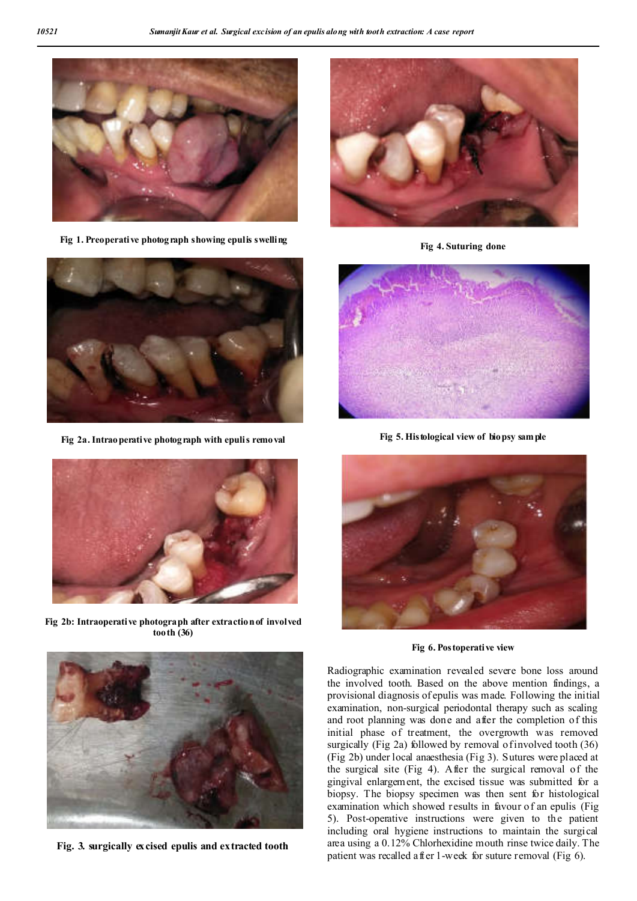Fig 1. Preoperative photograph showing epulis swelling

Fig 2a. Intraoperative photograph with epulis removal

Fig 2b: Intraoperative photograph after extraction of involved tooth (36)

Fig. 3. surgically excised epulis and extracted tooth

Fig 4. Suturing done

Fig 5. Histological view of biopsy sample

Fig 6. Postoperative view

Radiographic examination revealed severe bone loss around the involved tooth. Based on the above mention findings, a provisional diagnosis of epulis was made. Following the initial examination, non-surgical periodontal therapy such as scaling and root planning was done and after the completion of this initial phase of treatment, the overgrowth was removed surgically (Fig 2a) followed by removal of involved tooth (36) (Fig 2b) under local anaesthesia (Fig 3). Sutures were placed at the surgical site (Fig 4). After the surgical removal of the gingival enlargement, the excised tissue was submitted for a biopsy. The biopsy specimen was then sent for histological examination which showed results in favour of an epulis (Fig 5). Post-operative instructions were given to the patient including oral hygiene instructions to maintain the surgical area using a 0.12% Chlorhexidine mouth rinse twice daily. The patient was recalled after 1-week for suture removal (Fig 6).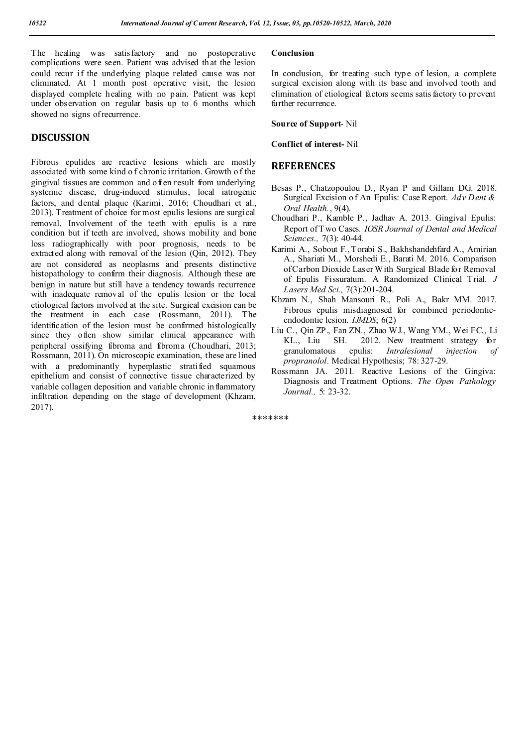The healing was satisfactory and no postoperative complications were seen. Patient was advised that the lesion could recur if the underlying plaque related cause was not eliminated. At 1 month post operative visit, the lesion displayed complete healing with no pain. Patient was kept under observation on regular basis up to 6 months which showed no signs of recurrence.

## DISCUSSION

Fibrous epulides are reactive lesions which are mostly associated with some kind of chronic irritation. Growth of the gingival tissues are common and often result from underlying systemic disease, drug-induced stimulus, local iatrogenic factors, and dental plaque (Karimi, 2016; Choudhari et al., 2013). Treatment of choice for most epulis lesions are surgical removal. Involvement of the teeth with epulis is a rare condition but if teeth are involved, shows mobility and bone loss radiographically with poor prognosis, needs to be extracted along with removal of the lesion (Qin, 2012). They are not considered as neoplasms and presents distinctive histopathology to confirm their diagnosis. Although these are benign in nature but still have a tendency towards recurrence with inadequate removal of the epulis lesion or the local etiological factors involved at the site. Surgical excision can be the treatment in each case (Rossmann, 2011). The identification of the lesion must be confirmed histologically since they often show similar clinical appearance with peripheral ossifying fibroma and fibroma (Choudhari, 2013; Rossmann, 2011). On microscopic examination, these are lined with a predominantly hyperplastic stratified squamous epithelium and consist of connective tissue characterized by variable collagen deposition and variable chronic inflammatory infiltration depending on the stage of development (Khzam, 2017).

### Conclusion

In conclusion, for treating such type of lesion, a complete surgical excision along with its base and involved tooth and elimination of etiological factors seems satisfactory to prevent further recurrence.

**Source of Support**- Nil

**Conflict of interest-** Nil

## REFERENCES

Besas P., Chatzopoulou D., Ryan P and Gillam DG. 2018. Surgical Excision of An Epulis: Case Report. *Adv Dent & Oral Health.*, 9(4).

Choudhari P., Kamble P., Jadhav A. 2013. Gingival Epulis: Report of Two Cases. *IOSR Journal of Dental and Medical Sciences.,* 7(3): 40-44.

Karimi A., Sobout F., Torabi S., Bakhshandehfard A., Amirian A., Shariati M., Morshedi E., Barati M. 2016. Comparison of Carbon Dioxide Laser With Surgical Blade for Removal of Epulis Fissuratum. A Randomized Clinical Trial. *J Lasers Med Sci.,* 7(3):201-204.

Khzam N., Shah Mansouri R., Poli A., Bakr MM. 2017. Fibrous epulis misdiagnosed for combined periodontic-endodontic lesion. *IJMDS*; 6(2)

Liu C., Qin ZP., Fan ZN., Zhao WJ., Wang YM., Wei FC., Li KL., Liu SH. 2012. New treatment strategy for granulomatous epulis: *Intralesional injection of propranolol*. Medical Hypothesis; 78: 327-29.

Rossmann JA. 2011. Reactive Lesions of the Gingiva: Diagnosis and Treatment Options. *The Open Pathology Journal.,* 5: 23-32.

\*\*\*\*\*\*\*